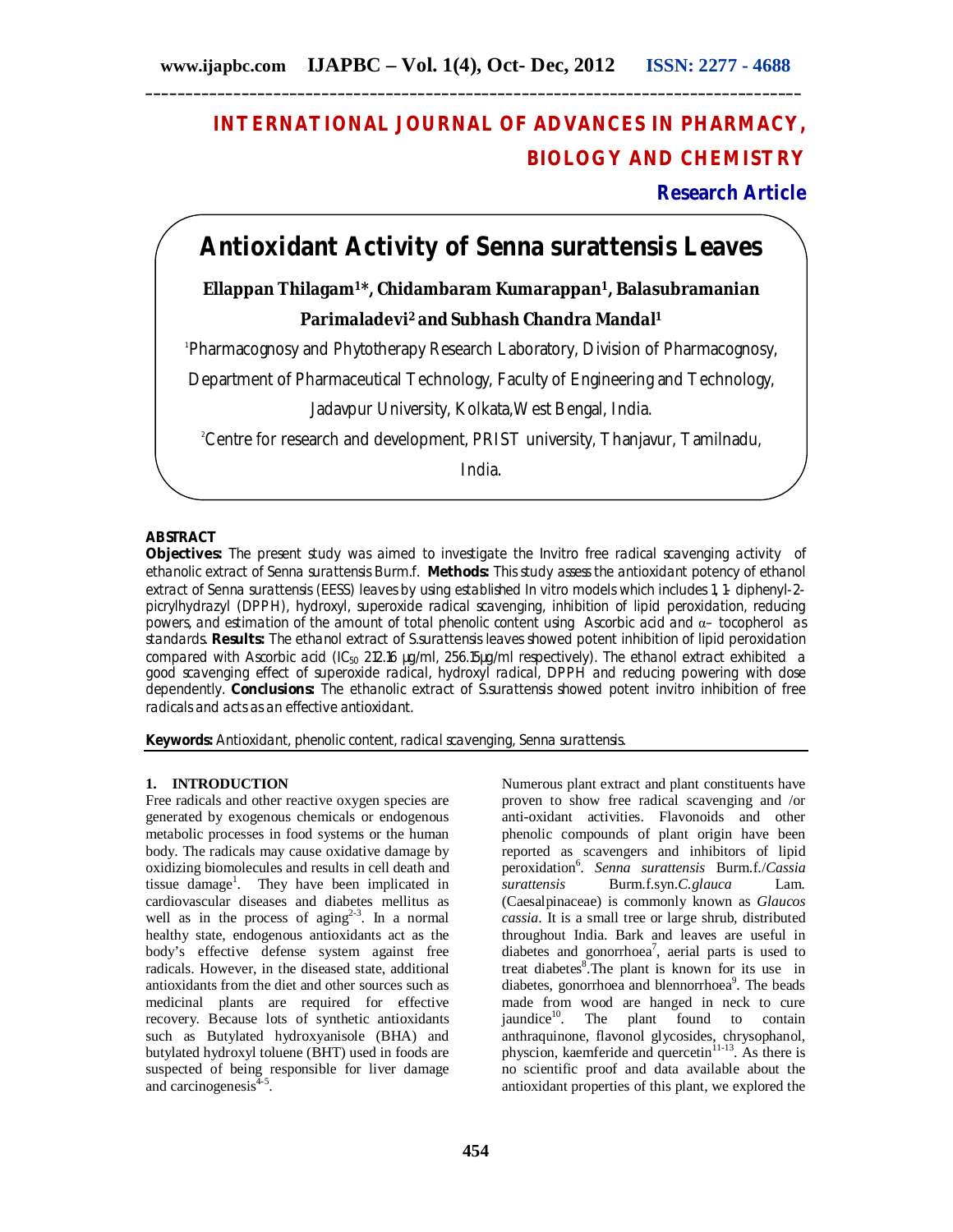# INTERNATIONAL JOURNAL OF ADVANCES IN PHARMACY, BIOLOGY AND CHEMISTRY

**Research Article**

# Antioxidant Activity of Senna surattensis Leaves

**Ellappan Thilagam[1]*, Chidambaram Kumarappan[1], Balasubramanian Parimaladevi[2] and Subhash Chandra Mandal[1]**

[1]Pharmacognosy and Phytotherapy Research Laboratory, Division of Pharmacognosy, Department of Pharmaceutical Technology, Faculty of Engineering and Technology, Jadavpur University, Kolkata, West Bengal, India.

[2]Centre for research and development, PRIST university, Thanjavur, Tamilnadu, India.

## ABSTRACT

**Objectives:** The present study was aimed to investigate the Invitro free radical scavenging activity of ethanolic extract of Senna surattensis Burm.f. **Methods:** This study assess the antioxidant potency of ethanol extract of Senna surattensis (EESS) leaves by using established In vitro models which includes 1, 1- diphenyl-2-picrylhydrazyl (DPPH), hydroxyl, superoxide radical scavenging, inhibition of lipid peroxidation, reducing powers, and estimation of the amount of total phenolic content using Ascorbic acid and α– tocopherol as standards. **Results:** The ethanol extract of S.surattensis leaves showed potent inhibition of lipid peroxidation compared with Ascorbic acid ($IC_{50}$ 212.16 μg/ml, 256.15μg/ml respectively). The ethanol extract exhibited a good scavenging effect of superoxide radical, hydroxyl radical, DPPH and reducing powering with dose dependently. **Conclusions:** The ethanolic extract of S.surattensis showed potent invitro inhibition of free radicals and acts as an effective antioxidant.

**Keywords:** Antioxidant, phenolic content, radical scavenging, Senna surattensis.

## 1. INTRODUCTION

Free radicals and other reactive oxygen species are generated by exogenous chemicals or endogenous metabolic processes in food systems or the human body. The radicals may cause oxidative damage by oxidizing biomolecules and results in cell death and tissue damage[1]. They have been implicated in cardiovascular diseases and diabetes mellitus as well as in the process of aging[2-3]. In a normal healthy state, endogenous antioxidants act as the body's effective defense system against free radicals. However, in the diseased state, additional antioxidants from the diet and other sources such as medicinal plants are required for effective recovery. Because lots of synthetic antioxidants such as Butylated hydroxyanisole (BHA) and butylated hydroxyl toluene (BHT) used in foods are suspected of being responsible for liver damage and carcinogenesis[4-5].

Numerous plant extract and plant constituents have proven to show free radical scavenging and /or anti-oxidant activities. Flavonoids and other phenolic compounds of plant origin have been reported as scavengers and inhibitors of lipid peroxidation[6]. *Senna surattensis* Burm.f./*Cassia surattensis* Burm.f.syn.*C.glauca* Lam. (Caesalpinaceae) is commonly known as *Glaucos cassia*. It is a small tree or large shrub, distributed throughout India. Bark and leaves are useful in diabetes and gonorrhoea[7], aerial parts is used to treat diabetes[8].The plant is known for its use in diabetes, gonorrhoea and blennorrhoea[9]. The beads made from wood are hanged in neck to cure jaundice[10]. The plant found to contain anthraquinone, flavonol glycosides, chrysophanol, physcion, kaemferide and quercetin[11-13]. As there is no scientific proof and data available about the antioxidant properties of this plant, we explored the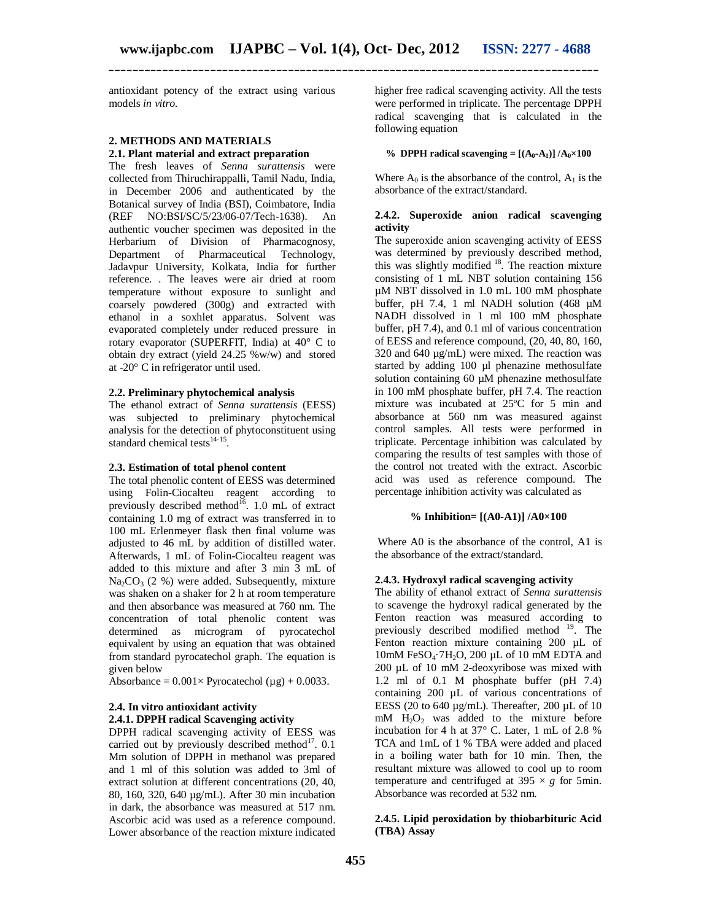antioxidant potency of the extract using various models *in vitro*.

## 2. METHODS AND MATERIALS

### 2.1. Plant material and extract preparation

The fresh leaves of *Senna surattensis* were collected from Thiruchirappalli, Tamil Nadu, India, in December 2006 and authenticated by the Botanical survey of India (BSI), Coimbatore, India (REF NO:BSI/SC/5/23/06-07/Tech-1638). An authentic voucher specimen was deposited in the Herbarium of Division of Pharmacognosy, Department of Pharmaceutical Technology, Jadavpur University, Kolkata, India for further reference. . The leaves were air dried at room temperature without exposure to sunlight and coarsely powdered (300g) and extracted with ethanol in a soxhlet apparatus. Solvent was evaporated completely under reduced pressure in rotary evaporator (SUPERFIT, India) at 40° C to obtain dry extract (yield 24.25 %w/w) and stored at -20° C in refrigerator until used.

### 2.2. Preliminary phytochemical analysis

The ethanol extract of *Senna surattensis* (EESS) was subjected to preliminary phytochemical analysis for the detection of phytoconstituent using standard chemical tests[14-15].

### 2.3. Estimation of total phenol content

The total phenolic content of EESS was determined using Folin-Ciocalteu reagent according to previously described method[16]. 1.0 mL of extract containing 1.0 mg of extract was transferred in to 100 mL Erlenmeyer flask then final volume was adjusted to 46 mL by addition of distilled water. Afterwards, 1 mL of Folin-Ciocalteu reagent was added to this mixture and after 3 min 3 mL of $Na_2CO_3$ (2 %) were added. Subsequently, mixture was shaken on a shaker for 2 h at room temperature and then absorbance was measured at 760 nm. The concentration of total phenolic content was determined as microgram of pyrocatechol equivalent by using an equation that was obtained from standard pyrocatechol graph. The equation is given below

Absorbance = 0.001× Pyrocatechol (µg) + 0.0033.

### 2.4. In vitro antioxidant activity

#### 2.4.1. DPPH radical Scavenging activity

DPPH radical scavenging activity of EESS was carried out by previously described method[17]. 0.1 Mm solution of DPPH in methanol was prepared and 1 ml of this solution was added to 3ml of extract solution at different concentrations (20, 40, 80, 160, 320, 640 µg/mL). After 30 min incubation in dark, the absorbance was measured at 517 nm. Ascorbic acid was used as a reference compound. Lower absorbance of the reaction mixture indicated higher free radical scavenging activity. All the tests were performed in triplicate. The percentage DPPH radical scavenging that is calculated in the following equation

$$\%\ \text{DPPH radical scavenging} = [(A_0 - A_1)] / A_0 \times 100$$

Where $A_0$ is the absorbance of the control, $A_1$ is the absorbance of the extract/standard.

#### 2.4.2. Superoxide anion radical scavenging activity

The superoxide anion scavenging activity of EESS was determined by previously described method, this was slightly modified [18]. The reaction mixture consisting of 1 mL NBT solution containing 156 µM NBT dissolved in 1.0 mL 100 mM phosphate buffer, pH 7.4, 1 ml NADH solution (468 µM NADH dissolved in 1 ml 100 mM phosphate buffer, pH 7.4), and 0.1 ml of various concentration of EESS and reference compound, (20, 40, 80, 160, 320 and 640 µg/mL) were mixed. The reaction was started by adding 100 µl phenazine methosulfate solution containing 60 µM phenazine methosulfate in 100 mM phosphate buffer, pH 7.4. The reaction mixture was incubated at 25ºC for 5 min and absorbance at 560 nm was measured against control samples. All tests were performed in triplicate. Percentage inhibition was calculated by comparing the results of test samples with those of the control not treated with the extract. Ascorbic acid was used as reference compound. The percentage inhibition activity was calculated as

$$\%\ \text{Inhibition} = [(A0 - A1)] / A0 \times 100$$

Where A0 is the absorbance of the control, A1 is the absorbance of the extract/standard.

#### 2.4.3. Hydroxyl radical scavenging activity

The ability of ethanol extract of *Senna surattensis* to scavenge the hydroxyl radical generated by the Fenton reaction was measured according to previously described modified method [19]. The Fenton reaction mixture containing 200 µL of 10mM $FeSO_4 \cdot 7H_2O$, 200 µL of 10 mM EDTA and 200 µL of 10 mM 2-deoxyribose was mixed with 1.2 ml of 0.1 M phosphate buffer (pH 7.4) containing 200 µL of various concentrations of EESS (20 to 640 µg/mL). Thereafter, 200 µL of 10 mM $H_2O_2$ was added to the mixture before incubation for 4 h at 37° C. Later, 1 mL of 2.8 % TCA and 1mL of 1 % TBA were added and placed in a boiling water bath for 10 min. Then, the resultant mixture was allowed to cool up to room temperature and centrifuged at 395 × *g* for 5min. Absorbance was recorded at 532 nm.

#### 2.4.5. Lipid peroxidation by thiobarbituric Acid (TBA) Assay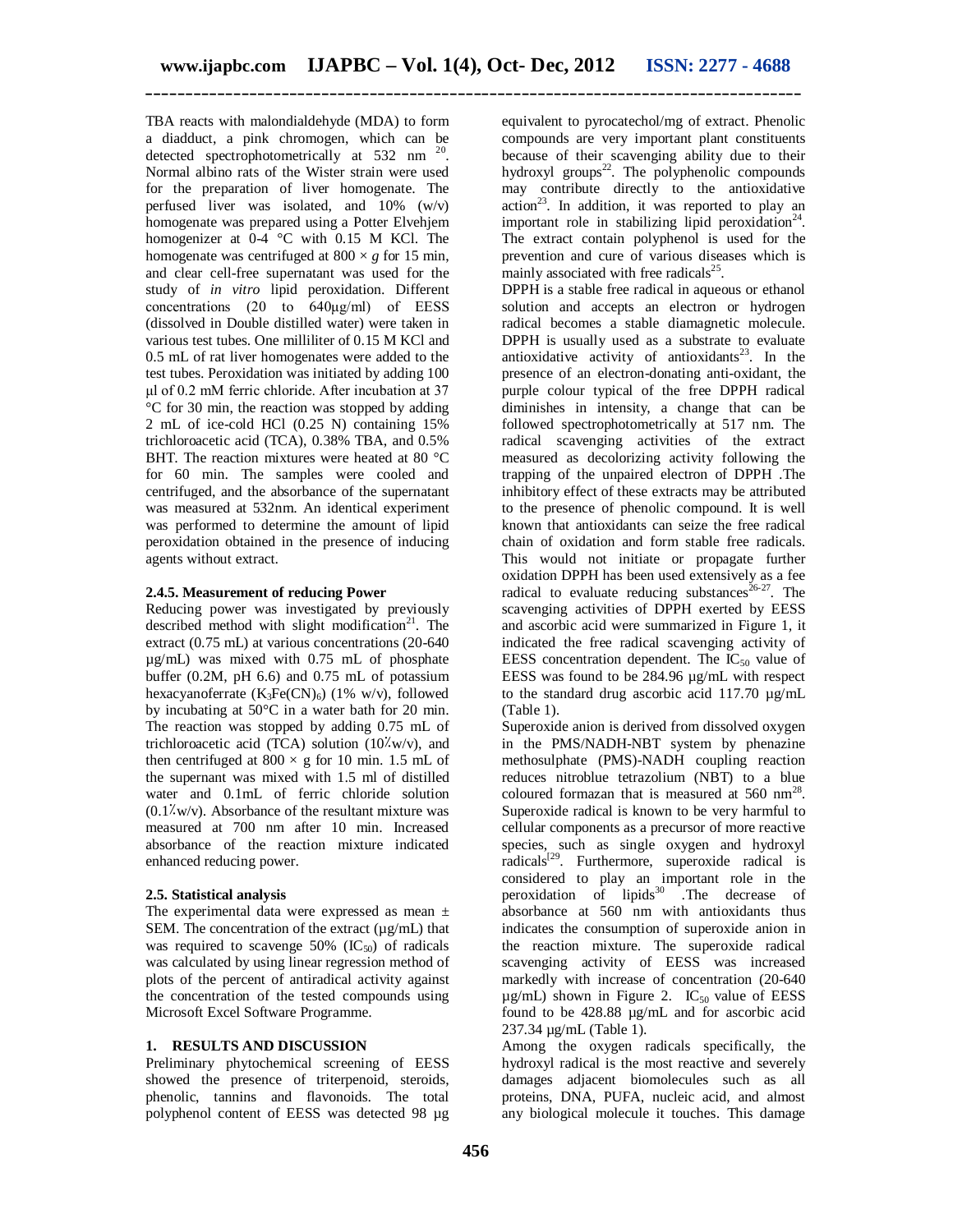TBA reacts with malondialdehyde (MDA) to form a diadduct, a pink chromogen, which can be detected spectrophotometrically at 532 nm [20]. Normal albino rats of the Wister strain were used for the preparation of liver homogenate. The perfused liver was isolated, and 10% (w/v) homogenate was prepared using a Potter Elvehjem homogenizer at 0-4 °C with 0.15 M KCl. The homogenate was centrifuged at 800 × *g* for 15 min, and clear cell-free supernatant was used for the study of *in vitro* lipid peroxidation. Different concentrations (20 to 640µg/ml) of EESS (dissolved in Double distilled water) were taken in various test tubes. One milliliter of 0.15 M KCl and 0.5 mL of rat liver homogenates were added to the test tubes. Peroxidation was initiated by adding 100 µl of 0.2 mM ferric chloride. After incubation at 37 °C for 30 min, the reaction was stopped by adding 2 mL of ice-cold HCl (0.25 N) containing 15% trichloroacetic acid (TCA), 0.38% TBA, and 0.5% BHT. The reaction mixtures were heated at 80 °C for 60 min. The samples were cooled and centrifuged, and the absorbance of the supernatant was measured at 532nm. An identical experiment was performed to determine the amount of lipid peroxidation obtained in the presence of inducing agents without extract.

#### 2.4.5. Measurement of reducing Power

Reducing power was investigated by previously described method with slight modification[21]. The extract (0.75 mL) at various concentrations (20-640 µg/mL) was mixed with 0.75 mL of phosphate buffer (0.2M, pH 6.6) and 0.75 mL of potassium hexacyanoferrate ($K_3Fe(CN)_6$) (1% w/v), followed by incubating at 50°C in a water bath for 20 min. The reaction was stopped by adding 0.75 mL of trichloroacetic acid (TCA) solution (10٪w/v), and then centrifuged at 800 × g for 10 min. 1.5 mL of the supernant was mixed with 1.5 ml of distilled water and 0.1mL of ferric chloride solution (0.1٪w/v). Absorbance of the resultant mixture was measured at 700 nm after 10 min. Increased absorbance of the reaction mixture indicated enhanced reducing power.

### 2.5. Statistical analysis

The experimental data were expressed as mean ± SEM. The concentration of the extract (µg/mL) that was required to scavenge 50% ($IC_{50}$) of radicals was calculated by using linear regression method of plots of the percent of antiradical activity against the concentration of the tested compounds using Microsoft Excel Software Programme.

## 1. RESULTS AND DISCUSSION

Preliminary phytochemical screening of EESS showed the presence of triterpenoid, steroids, phenolic, tannins and flavonoids. The total polyphenol content of EESS was detected 98 µg equivalent to pyrocatechol/mg of extract. Phenolic compounds are very important plant constituents because of their scavenging ability due to their hydroxyl groups[22]. The polyphenolic compounds may contribute directly to the antioxidative action[23]. In addition, it was reported to play an important role in stabilizing lipid peroxidation[24]. The extract contain polyphenol is used for the prevention and cure of various diseases which is mainly associated with free radicals[25].

DPPH is a stable free radical in aqueous or ethanol solution and accepts an electron or hydrogen radical becomes a stable diamagnetic molecule. DPPH is usually used as a substrate to evaluate antioxidative activity of antioxidants[23]. In the presence of an electron-donating anti-oxidant, the purple colour typical of the free DPPH radical diminishes in intensity, a change that can be followed spectrophotometrically at 517 nm. The radical scavenging activities of the extract measured as decolorizing activity following the trapping of the unpaired electron of DPPH .The inhibitory effect of these extracts may be attributed to the presence of phenolic compound. It is well known that antioxidants can seize the free radical chain of oxidation and form stable free radicals. This would not initiate or propagate further oxidation DPPH has been used extensively as a fee radical to evaluate reducing substances[26-27]. The scavenging activities of DPPH exerted by EESS and ascorbic acid were summarized in Figure 1, it indicated the free radical scavenging activity of EESS concentration dependent. The $IC_{50}$ value of EESS was found to be 284.96 µg/mL with respect to the standard drug ascorbic acid 117.70 µg/mL (Table 1).

Superoxide anion is derived from dissolved oxygen in the PMS/NADH-NBT system by phenazine methosulphate (PMS)-NADH coupling reaction reduces nitroblue tetrazolium (NBT) to a blue coloured formazan that is measured at 560 nm[28]. Superoxide radical is known to be very harmful to cellular components as a precursor of more reactive species, such as single oxygen and hydroxyl radicals[29]. Furthermore, superoxide radical is considered to play an important role in the peroxidation of lipids[30] .The decrease of absorbance at 560 nm with antioxidants thus indicates the consumption of superoxide anion in the reaction mixture. The superoxide radical scavenging activity of EESS was increased markedly with increase of concentration (20-640 µg/mL) shown in Figure 2. $IC_{50}$ value of EESS found to be 428.88 µg/mL and for ascorbic acid 237.34 µg/mL (Table 1).

Among the oxygen radicals specifically, the hydroxyl radical is the most reactive and severely damages adjacent biomolecules such as all proteins, DNA, PUFA, nucleic acid, and almost any biological molecule it touches. This damage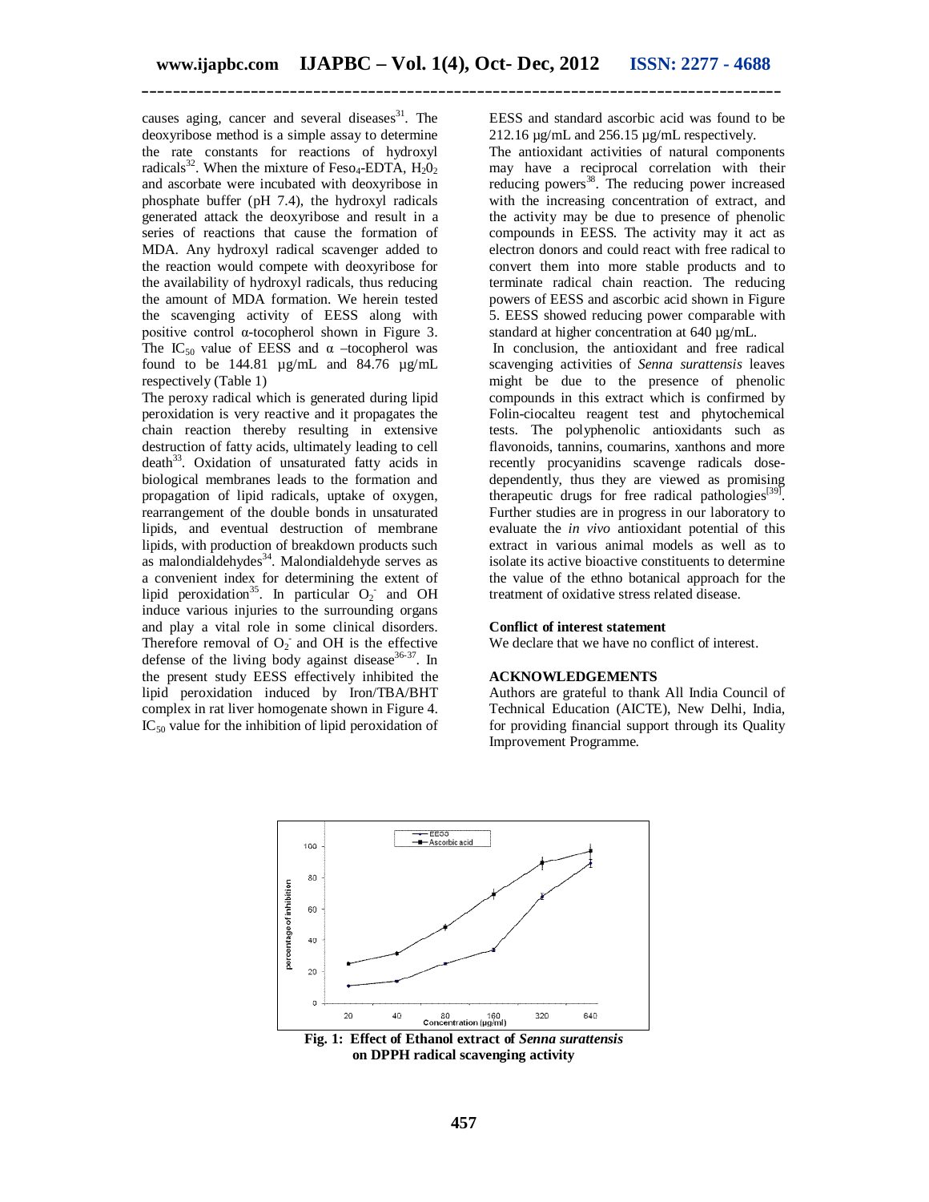causes aging, cancer and several diseases[31]. The deoxyribose method is a simple assay to determine the rate constants for reactions of hydroxyl radicals[32]. When the mixture of Feso$_4$-EDTA, $H_2O_2$ and ascorbate were incubated with deoxyribose in phosphate buffer (pH 7.4), the hydroxyl radicals generated attack the deoxyribose and result in a series of reactions that cause the formation of MDA. Any hydroxyl radical scavenger added to the reaction would compete with deoxyribose for the availability of hydroxyl radicals, thus reducing the amount of MDA formation. We herein tested the scavenging activity of EESS along with positive control α-tocopherol shown in Figure 3. The $IC_{50}$ value of EESS and α –tocopherol was found to be 144.81 µg/mL and 84.76 µg/mL respectively (Table 1)

The peroxy radical which is generated during lipid peroxidation is very reactive and it propagates the chain reaction thereby resulting in extensive destruction of fatty acids, ultimately leading to cell death[33]. Oxidation of unsaturated fatty acids in biological membranes leads to the formation and propagation of lipid radicals, uptake of oxygen, rearrangement of the double bonds in unsaturated lipids, and eventual destruction of membrane lipids, with production of breakdown products such as malondialdehydes[34]. Malondialdehyde serves as a convenient index for determining the extent of lipid peroxidation[35]. In particular $O_2^-$ and OH induce various injuries to the surrounding organs and play a vital role in some clinical disorders. Therefore removal of $O_2^-$ and OH is the effective defense of the living body against disease[36-37]. In the present study EESS effectively inhibited the lipid peroxidation induced by Iron/TBA/BHT complex in rat liver homogenate shown in Figure 4. $IC_{50}$ value for the inhibition of lipid peroxidation of EESS and standard ascorbic acid was found to be 212.16 µg/mL and 256.15 µg/mL respectively.

The antioxidant activities of natural components may have a reciprocal correlation with their reducing powers[38]. The reducing power increased with the increasing concentration of extract, and the activity may be due to presence of phenolic compounds in EESS. The activity may it act as electron donors and could react with free radical to convert them into more stable products and to terminate radical chain reaction. The reducing powers of EESS and ascorbic acid shown in Figure 5. EESS showed reducing power comparable with standard at higher concentration at 640 µg/mL.

In conclusion, the antioxidant and free radical scavenging activities of *Senna surattensis* leaves might be due to the presence of phenolic compounds in this extract which is confirmed by Folin-ciocalteu reagent test and phytochemical tests. The polyphenolic antioxidants such as flavonoids, tannins, coumarins, xanthons and more recently procyanidins scavenge radicals dose-dependently, thus they are viewed as promising therapeutic drugs for free radical pathologies[39]. Further studies are in progress in our laboratory to evaluate the *in vivo* antioxidant potential of this extract in various animal models as well as to isolate its active bioactive constituents to determine the value of the ethno botanical approach for the treatment of oxidative stress related disease.

**Conflict of interest statement**

We declare that we have no conflict of interest.

**ACKNOWLEDGEMENTS**

Authors are grateful to thank All India Council of Technical Education (AICTE), New Delhi, India, for providing financial support through its Quality Improvement Programme.

**Fig. 1: Effect of Ethanol extract of *Senna surattensis* on DPPH radical scavenging activity**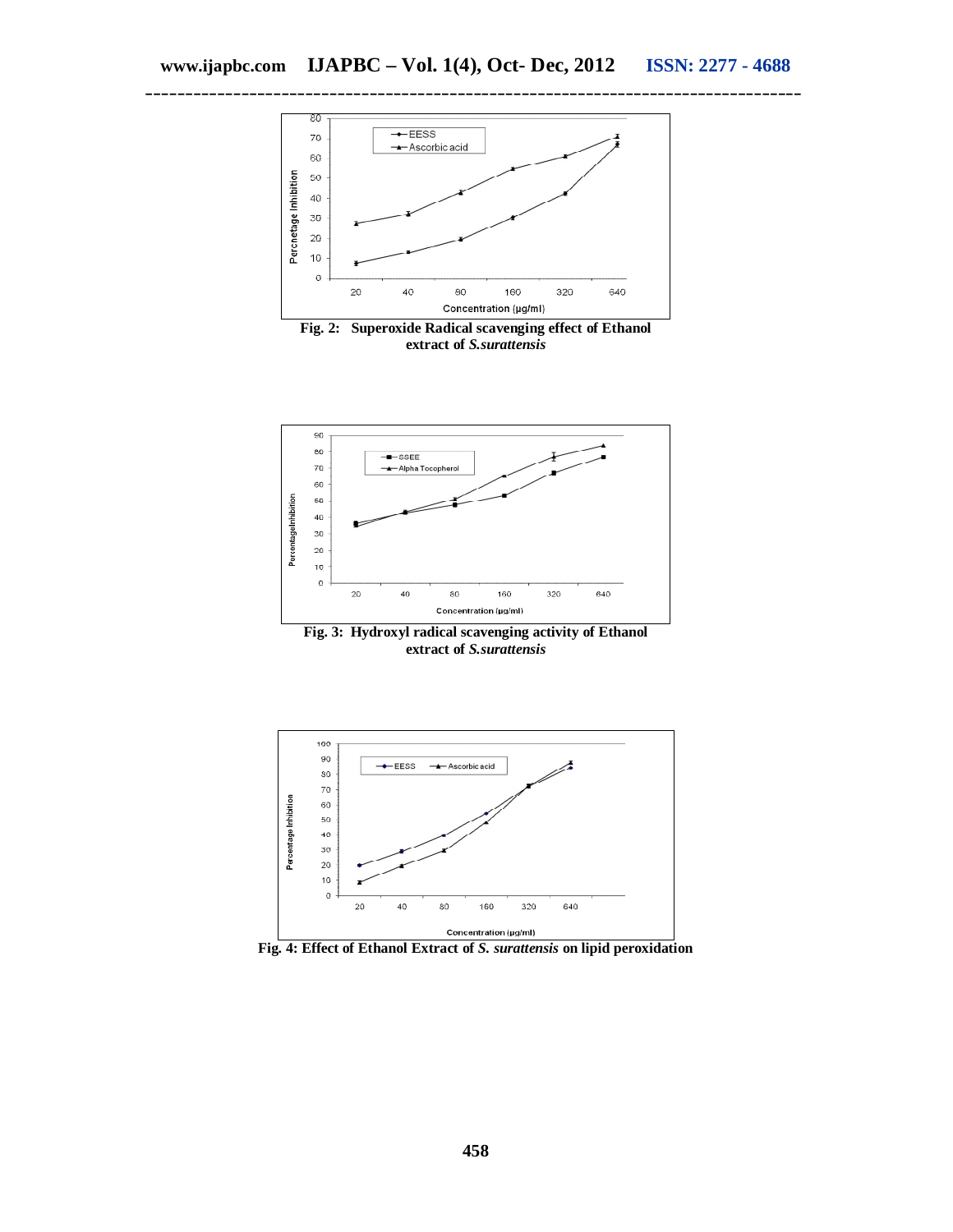Fig. 2: Superoxide Radical scavenging effect of Ethanol extract of *S.surattensis*

Fig. 3: Hydroxyl radical scavenging activity of Ethanol extract of *S.surattensis*

Fig. 4: Effect of Ethanol Extract of *S. surattensis* on lipid peroxidation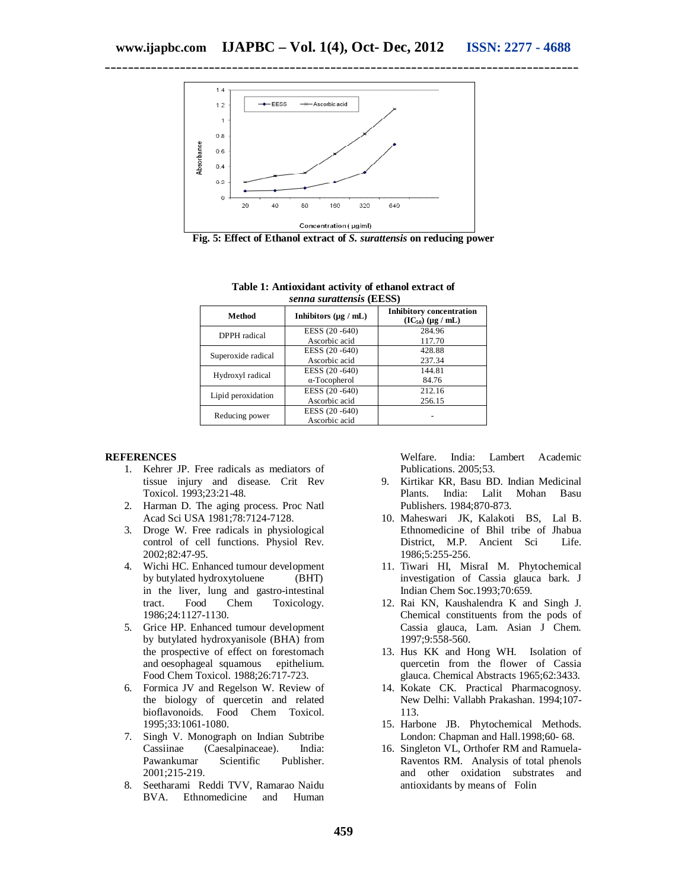Fig. 5: Effect of Ethanol extract of *S. surattensis* on reducing power

**Table 1: Antioxidant activity of ethanol extract of *senna surattensis* (EESS)**

| Method | Inhibitors (µg / mL) | Inhibitory concentration ($IC_{50}$) (µg / mL) |
|---|---|---|
| DPPH radical | EESS (20 -640) | 284.96 |
| | Ascorbic acid | 117.70 |
| Superoxide radical | EESS (20 -640) | 428.88 |
| | Ascorbic acid | 237.34 |
| Hydroxyl radical | EESS (20 -640) | 144.81 |
| | α-Tocopherol | 84.76 |
| Lipid peroxidation | EESS (20 -640) | 212.16 |
| | Ascorbic acid | 256.15 |
| Reducing power | EESS (20 -640) | - |
| | Ascorbic acid | |

## REFERENCES

1. Kehrer JP. Free radicals as mediators of tissue injury and disease. Crit Rev Toxicol. 1993;23:21-48.
2. Harman D. The aging process. Proc Natl Acad Sci USA 1981;78:7124-7128.
3. Droge W. Free radicals in physiological control of cell functions. Physiol Rev. 2002;82:47-95.
4. Wichi HC. Enhanced tumour development by butylated hydroxytoluene (BHT) in the liver, lung and gastro-intestinal tract. Food Chem Toxicology. 1986;24:1127-1130.
5. Grice HP. Enhanced tumour development by butylated hydroxyanisole (BHA) from the prospective of effect on forestomach and oesophageal squamous epithelium. Food Chem Toxicol. 1988;26:717-723.
6. Formica JV and Regelson W. Review of the biology of quercetin and related bioflavonoids. Food Chem Toxicol. 1995;33:1061-1080.
7. Singh V. Monograph on Indian Subtribe Cassiinae (Caesalpinaceae). India: Pawankumar Scientific Publisher. 2001;215-219.
8. Seetharami Reddi TVV, Ramarao Naidu BVA. Ethnomedicine and Human Welfare. India: Lambert Academic Publications. 2005;53.
9. Kirtikar KR, Basu BD. Indian Medicinal Plants. India: Lalit Mohan Basu Publishers. 1984;870-873.
10. Maheswari JK, Kalakoti BS, Lal B. Ethnomedicine of Bhil tribe of Jhabua District, M.P. Ancient Sci Life. 1986;5:255-256.
11. Tiwari HI, MisraI M. Phytochemical investigation of Cassia glauca bark. J Indian Chem Soc.1993;70:659.
12. Rai KN, Kaushalendra K and Singh J. Chemical constituents from the pods of Cassia glauca, Lam. Asian J Chem. 1997;9:558-560.
13. Hus KK and Hong WH. Isolation of quercetin from the flower of Cassia glauca. Chemical Abstracts 1965;62:3433.
14. Kokate CK. Practical Pharmacognosy. New Delhi: Vallabh Prakashan. 1994;107-113.
15. Harbone JB. Phytochemical Methods. London: Chapman and Hall.1998;60- 68.
16. Singleton VL, Orthofer RM and Ramuela-Raventos RM. Analysis of total phenols and other oxidation substrates and antioxidants by means of Folin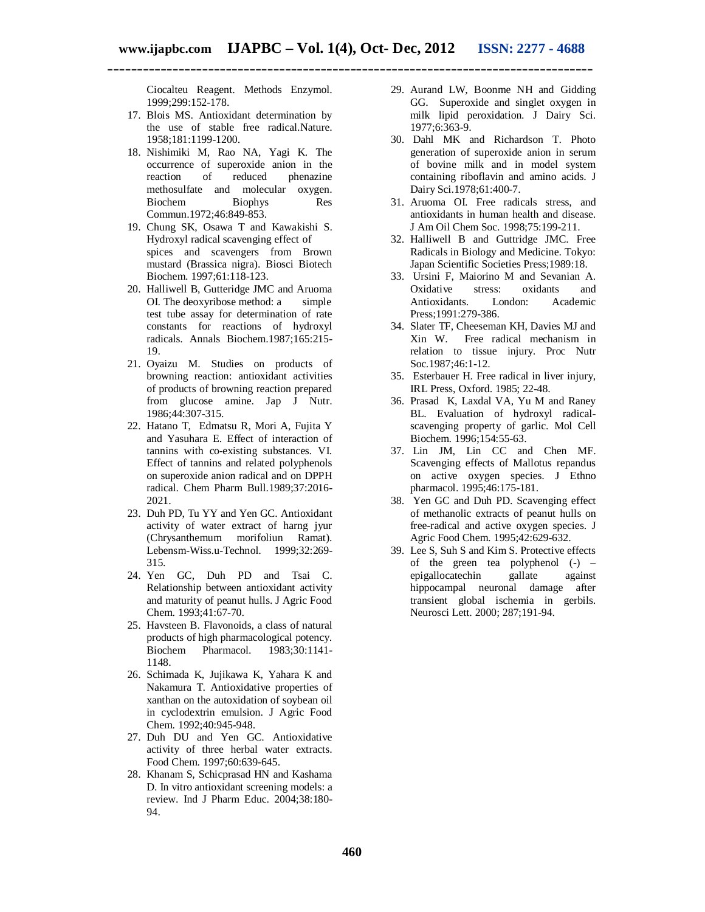Ciocalteu Reagent. Methods Enzymol. 1999;299:152-178.

17. Blois MS. Antioxidant determination by the use of stable free radical.Nature. 1958;181:1199-1200.
18. Nishimiki M, Rao NA, Yagi K. The occurrence of superoxide anion in the reaction of reduced phenazine methosulfate and molecular oxygen. Biochem Biophys Res Commun.1972;46:849-853.
19. Chung SK, Osawa T and Kawakishi S. Hydroxyl radical scavenging effect of spices and scavengers from Brown mustard (Brassica nigra). Biosci Biotech Biochem. 1997;61:118-123.
20. Halliwell B, Gutteridge JMC and Aruoma OI. The deoxyribose method: a simple test tube assay for determination of rate constants for reactions of hydroxyl radicals. Annals Biochem.1987;165:215-19.
21. Oyaizu M. Studies on products of browning reaction: antioxidant activities of products of browning reaction prepared from glucose amine. Jap J Nutr. 1986;44:307-315.
22. Hatano T, Edmatsu R, Mori A, Fujita Y and Yasuhara E. Effect of interaction of tannins with co-existing substances. VI. Effect of tannins and related polyphenols on superoxide anion radical and on DPPH radical. Chem Pharm Bull.1989;37:2016-2021.
23. Duh PD, Tu YY and Yen GC. Antioxidant activity of water extract of harng jyur (Chrysanthemum morifoliun Ramat). Lebensm-Wiss.u-Technol. 1999;32:269-315.
24. Yen GC, Duh PD and Tsai C. Relationship between antioxidant activity and maturity of peanut hulls. J Agric Food Chem. 1993;41:67-70.
25. Havsteen B. Flavonoids, a class of natural products of high pharmacological potency. Biochem Pharmacol. 1983;30:1141-1148.
26. Schimada K, Jujikawa K, Yahara K and Nakamura T. Antioxidative properties of xanthan on the autoxidation of soybean oil in cyclodextrin emulsion. J Agric Food Chem. 1992;40:945-948.
27. Duh DU and Yen GC. Antioxidative activity of three herbal water extracts. Food Chem. 1997;60:639-645.
28. Khanam S, Schicprasad HN and Kashama D. In vitro antioxidant screening models: a review. Ind J Pharm Educ. 2004;38:180-94.
29. Aurand LW, Boonme NH and Gidding GG. Superoxide and singlet oxygen in milk lipid peroxidation. J Dairy Sci. 1977;6:363-9.
30. Dahl MK and Richardson T. Photo generation of superoxide anion in serum of bovine milk and in model system containing riboflavin and amino acids. J Dairy Sci.1978;61:400-7.
31. Aruoma OI. Free radicals stress, and antioxidants in human health and disease. J Am Oil Chem Soc. 1998;75:199-211.
32. Halliwell B and Guttridge JMC. Free Radicals in Biology and Medicine. Tokyo: Japan Scientific Societies Press;1989:18.
33. Ursini F, Maiorino M and Sevanian A. Oxidative stress: oxidants and Antioxidants. London: Academic Press;1991:279-386.
34. Slater TF, Cheeseman KH, Davies MJ and Xin W. Free radical mechanism in relation to tissue injury. Proc Nutr Soc.1987;46:1-12.
35. Esterbauer H. Free radical in liver injury, IRL Press, Oxford. 1985; 22-48.
36. Prasad K, Laxdal VA, Yu M and Raney BL. Evaluation of hydroxyl radical-scavenging property of garlic. Mol Cell Biochem. 1996;154:55-63.
37. Lin JM, Lin CC and Chen MF. Scavenging effects of Mallotus repandus on active oxygen species. J Ethno pharmacol. 1995;46:175-181.
38. Yen GC and Duh PD. Scavenging effect of methanolic extracts of peanut hulls on free-radical and active oxygen species. J Agric Food Chem. 1995;42:629-632.
39. Lee S, Suh S and Kim S. Protective effects of the green tea polyphenol (-) – epigallocatechin gallate against hippocampal neuronal damage after transient global ischemia in gerbils. Neurosci Lett. 2000; 287;191-94.